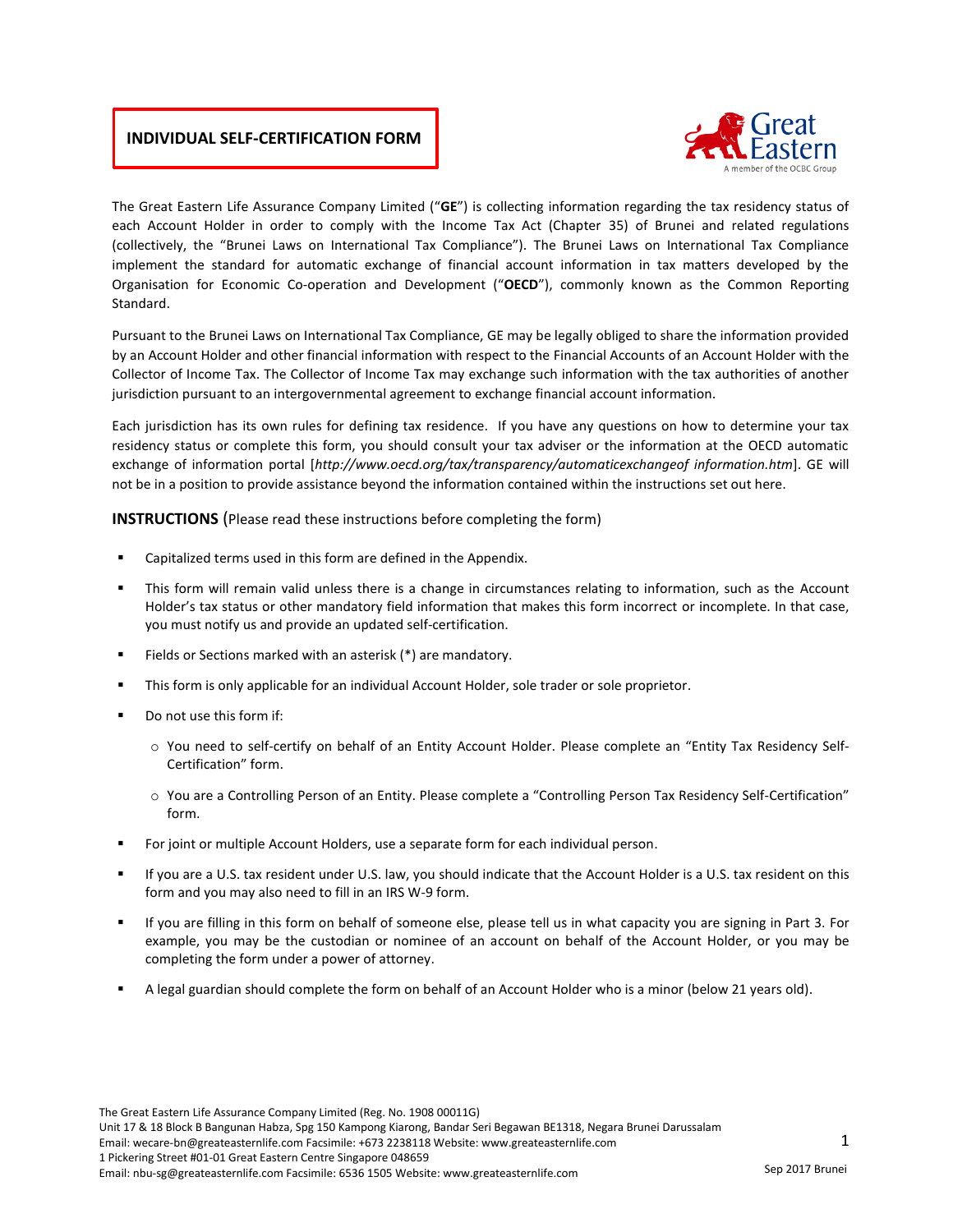# INDIVIDUAL SELF-CERTIFICATION FORM

The Great Eastern Life Assurance Company Limited ("**GE**") is collecting information regarding the tax residency status of each Account Holder in order to comply with the Income Tax Act (Chapter 35) of Brunei and related regulations (collectively, the "Brunei Laws on International Tax Compliance"). The Brunei Laws on International Tax Compliance implement the standard for automatic exchange of financial account information in tax matters developed by the Organisation for Economic Co-operation and Development ("**OECD**"), commonly known as the Common Reporting Standard.

Pursuant to the Brunei Laws on International Tax Compliance, GE may be legally obliged to share the information provided by an Account Holder and other financial information with respect to the Financial Accounts of an Account Holder with the Collector of Income Tax. The Collector of Income Tax may exchange such information with the tax authorities of another jurisdiction pursuant to an intergovernmental agreement to exchange financial account information.

Each jurisdiction has its own rules for defining tax residence. If you have any questions on how to determine your tax residency status or complete this form, you should consult your tax adviser or the information at the OECD automatic exchange of information portal [*http://www.oecd.org/tax/transparency/automaticexchangeof information.htm*]. GE will not be in a position to provide assistance beyond the information contained within the instructions set out here.

## INSTRUCTIONS (Please read these instructions before completing the form)

- Capitalized terms used in this form are defined in the Appendix.
- This form will remain valid unless there is a change in circumstances relating to information, such as the Account Holder's tax status or other mandatory field information that makes this form incorrect or incomplete. In that case, you must notify us and provide an updated self-certification.
- Fields or Sections marked with an asterisk (*) are mandatory.
- This form is only applicable for an individual Account Holder, sole trader or sole proprietor.
- Do not use this form if:
  - You need to self-certify on behalf of an Entity Account Holder. Please complete an "Entity Tax Residency Self-Certification" form.
  - You are a Controlling Person of an Entity. Please complete a "Controlling Person Tax Residency Self-Certification" form.
- For joint or multiple Account Holders, use a separate form for each individual person.
- If you are a U.S. tax resident under U.S. law, you should indicate that the Account Holder is a U.S. tax resident on this form and you may also need to fill in an IRS W-9 form.
- If you are filling in this form on behalf of someone else, please tell us in what capacity you are signing in Part 3. For example, you may be the custodian or nominee of an account on behalf of the Account Holder, or you may be completing the form under a power of attorney.
- A legal guardian should complete the form on behalf of an Account Holder who is a minor (below 21 years old).

The Great Eastern Life Assurance Company Limited (Reg. No. 1908 00011G)
Unit 17 & 18 Block B Bangunan Habza, Spg 150 Kampong Kiarong, Bandar Seri Begawan BE1318, Negara Brunei Darussalam
Email: wecare-bn@greateasternlife.com Facsimile: +673 2238118 Website: www.greateasternlife.com
1 Pickering Street #01-01 Great Eastern Centre Singapore 048659
Email: nbu-sg@greateasternlife.com Facsimile: 6536 1505 Website: www.greateasternlife.com

Sep 2017 Brunei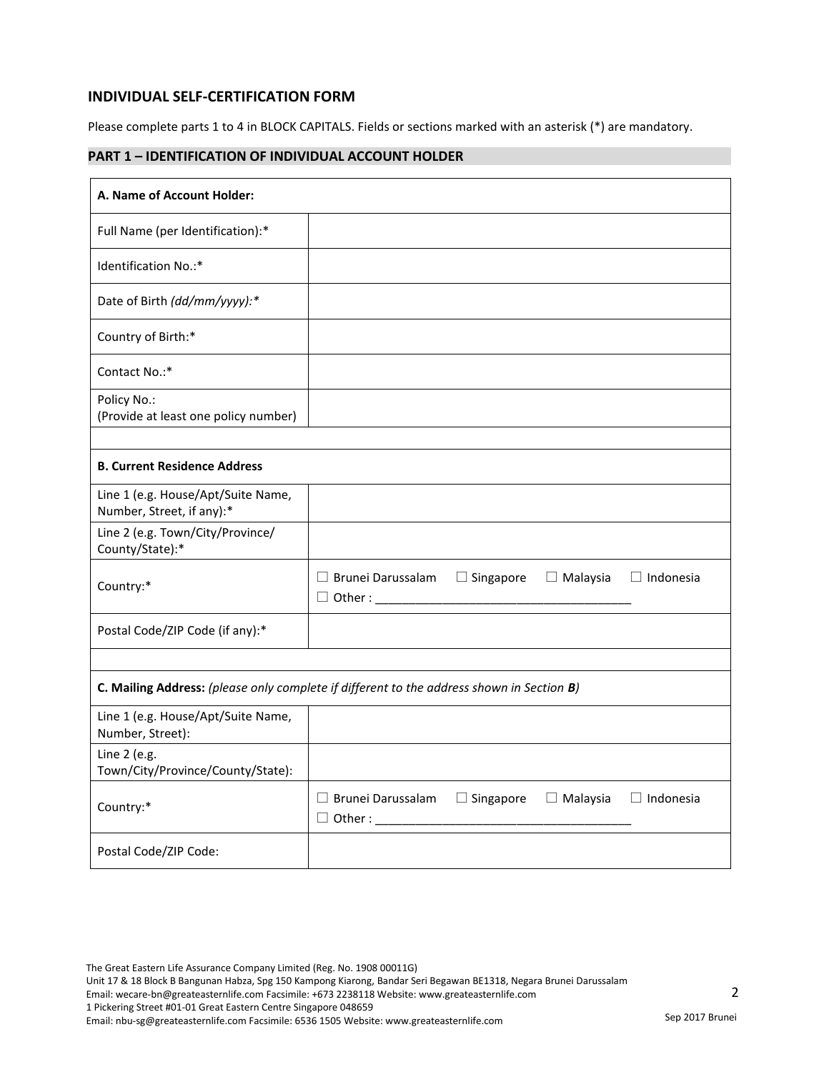## INDIVIDUAL SELF-CERTIFICATION FORM

Please complete parts 1 to 4 in BLOCK CAPITALS. Fields or sections marked with an asterisk (*) are mandatory.

### PART 1 – IDENTIFICATION OF INDIVIDUAL ACCOUNT HOLDER

| **A. Name of Account Holder:** | |
|---|---|
| Full Name (per Identification):* | |
| Identification No.:* | |
| Date of Birth *(dd/mm/yyyy):** | |
| Country of Birth:* | |
| Contact No.:* | |
| Policy No.: (Provide at least one policy number) | |
| | |
| **B. Current Residence Address** | |
| Line 1 (e.g. House/Apt/Suite Name, Number, Street, if any):* | |
| Line 2 (e.g. Town/City/Province/ County/State):* | |
| Country:* | ☐ Brunei Darussalam ☐ Singapore ☐ Malaysia ☐ Indonesia ☐ Other : ____________________ |
| Postal Code/ZIP Code (if any):* | |
| | |
| **C. Mailing Address:** *(please only complete if different to the address shown in Section **B**)* | |
| Line 1 (e.g. House/Apt/Suite Name, Number, Street): | |
| Line 2 (e.g. Town/City/Province/County/State): | |
| Country:* | ☐ Brunei Darussalam ☐ Singapore ☐ Malaysia ☐ Indonesia ☐ Other : ____________________ |
| Postal Code/ZIP Code: | |

The Great Eastern Life Assurance Company Limited (Reg. No. 1908 00011G)
Unit 17 & 18 Block B Bangunan Habza, Spg 150 Kampong Kiarong, Bandar Seri Begawan BE1318, Negara Brunei Darussalam
Email: wecare-bn@greateasternlife.com Facsimile: +673 2238118 Website: www.greateasternlife.com
1 Pickering Street #01-01 Great Eastern Centre Singapore 048659
Email: nbu-sg@greateasternlife.com Facsimile: 6536 1505 Website: www.greateasternlife.com

Sep 2017 Brunei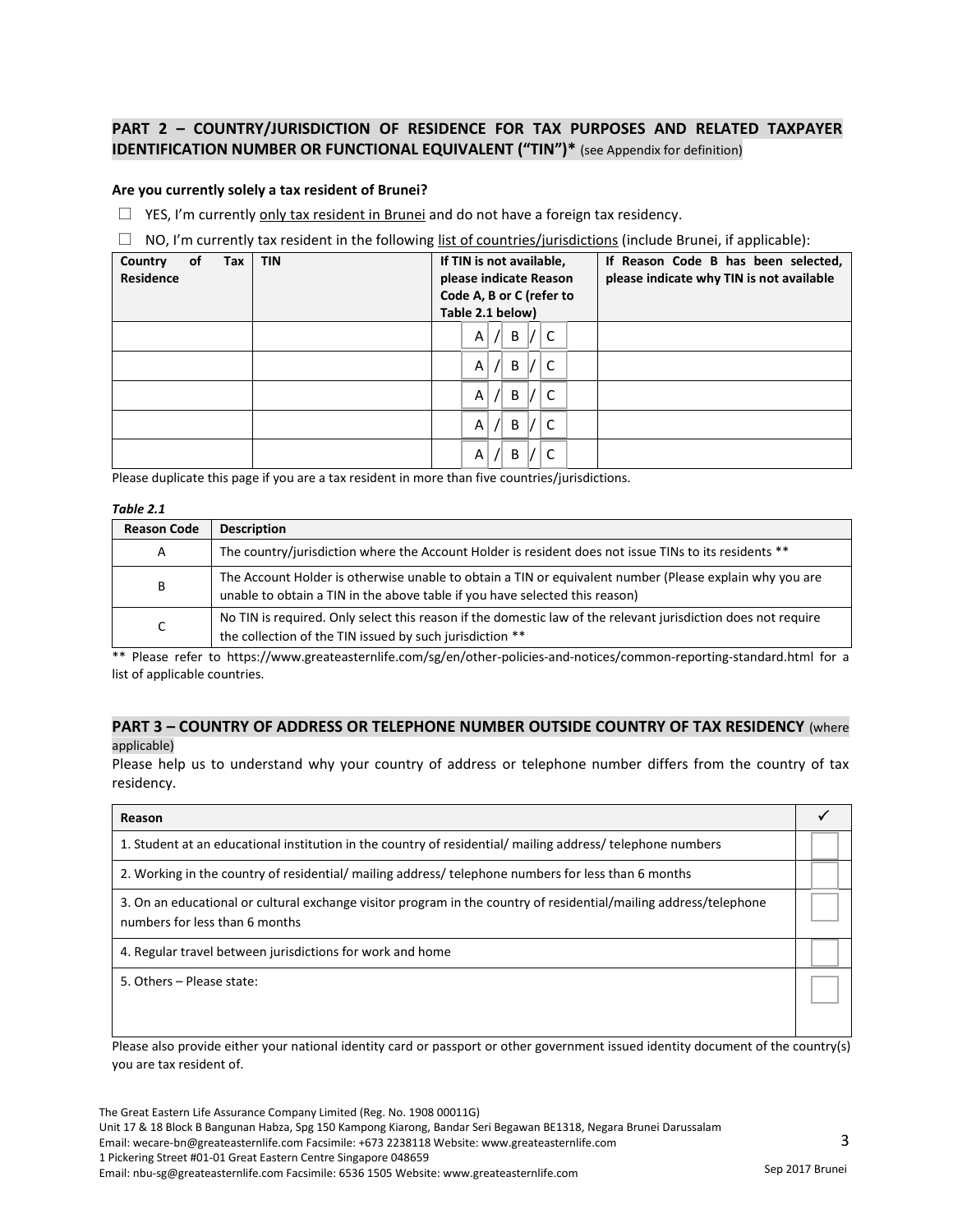## PART 2 – COUNTRY/JURISDICTION OF RESIDENCE FOR TAX PURPOSES AND RELATED TAXPAYER IDENTIFICATION NUMBER OR FUNCTIONAL EQUIVALENT ("TIN")* (see Appendix for definition)

**Are you currently solely a tax resident of Brunei?**

☐ YES, I'm currently only tax resident in Brunei and do not have a foreign tax residency.

☐ NO, I'm currently tax resident in the following list of countries/jurisdictions (include Brunei, if applicable):

| Country of Tax Residence | TIN | If TIN is not available, please indicate Reason Code A, B or C (refer to Table 2.1 below) | If Reason Code B has been selected, please indicate why TIN is not available |
|---|---|---|---|
| | | A / B / C | |
| | | A / B / C | |
| | | A / B / C | |
| | | A / B / C | |
| | | A / B / C | |

Please duplicate this page if you are a tax resident in more than five countries/jurisdictions.

*Table 2.1*

| Reason Code | Description |
|---|---|
| A | The country/jurisdiction where the Account Holder is resident does not issue TINs to its residents ** |
| B | The Account Holder is otherwise unable to obtain a TIN or equivalent number (Please explain why you are unable to obtain a TIN in the above table if you have selected this reason) |
| C | No TIN is required. Only select this reason if the domestic law of the relevant jurisdiction does not require the collection of the TIN issued by such jurisdiction ** |

** Please refer to https://www.greateasternlife.com/sg/en/other-policies-and-notices/common-reporting-standard.html for a list of applicable countries.

## PART 3 – COUNTRY OF ADDRESS OR TELEPHONE NUMBER OUTSIDE COUNTRY OF TAX RESIDENCY (where applicable)

Please help us to understand why your country of address or telephone number differs from the country of tax residency.

| Reason | ✓ |
|---|---|
| 1. Student at an educational institution in the country of residential/ mailing address/ telephone numbers | ☐ |
| 2. Working in the country of residential/ mailing address/ telephone numbers for less than 6 months | ☐ |
| 3. On an educational or cultural exchange visitor program in the country of residential/mailing address/telephone numbers for less than 6 months | ☐ |
| 4. Regular travel between jurisdictions for work and home | ☐ |
| 5. Others – Please state: | ☐ |

Please also provide either your national identity card or passport or other government issued identity document of the country(s) you are tax resident of.

The Great Eastern Life Assurance Company Limited (Reg. No. 1908 00011G)
Unit 17 & 18 Block B Bangunan Habza, Spg 150 Kampong Kiarong, Bandar Seri Begawan BE1318, Negara Brunei Darussalam
Email: wecare-bn@greateasternlife.com Facsimile: +673 2238118 Website: www.greateasternlife.com
1 Pickering Street #01-01 Great Eastern Centre Singapore 048659
Email: nbu-sg@greateasternlife.com Facsimile: 6536 1505 Website: www.greateasternlife.com

Sep 2017 Brunei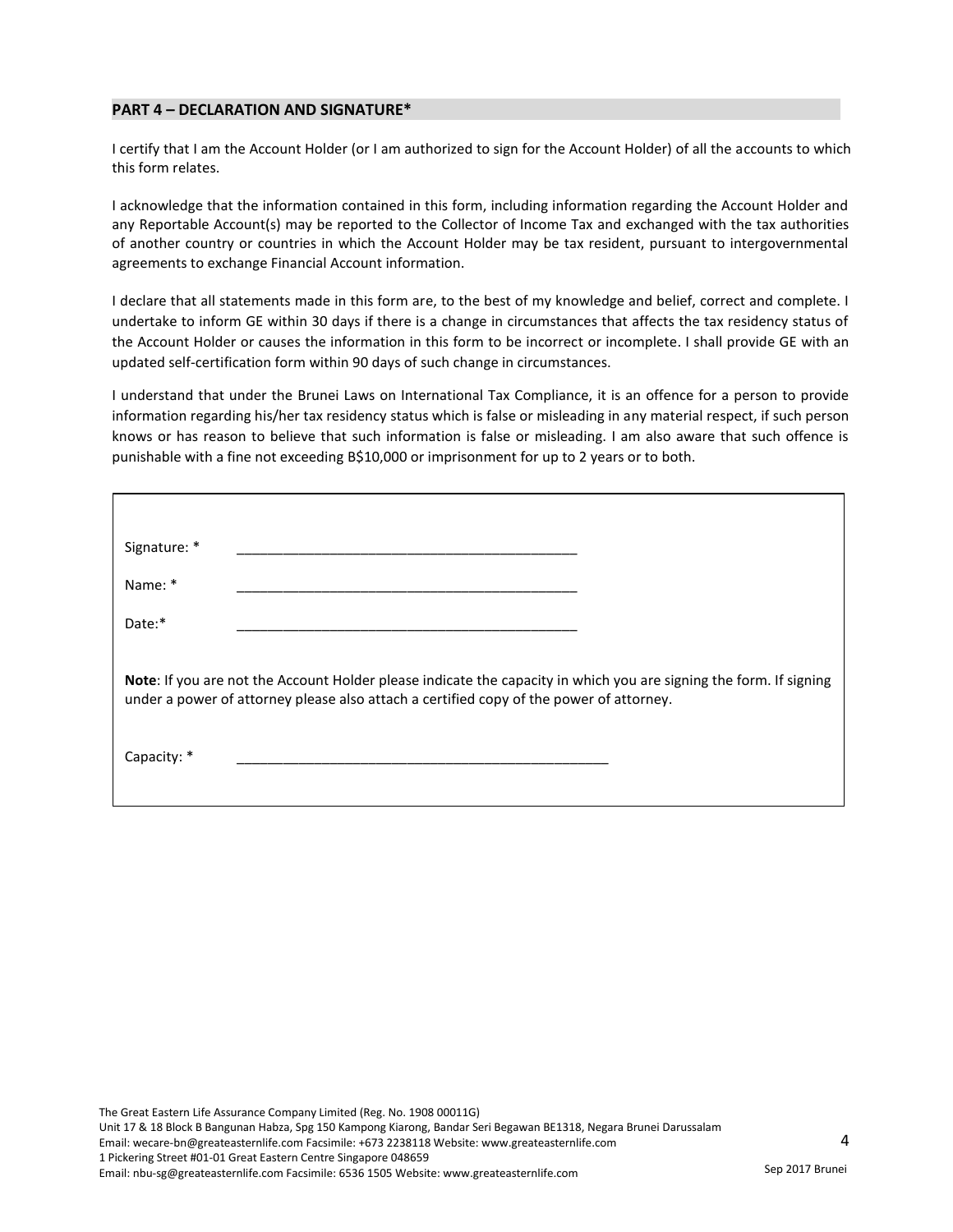## PART 4 – DECLARATION AND SIGNATURE*

I certify that I am the Account Holder (or I am authorized to sign for the Account Holder) of all the accounts to which this form relates.

I acknowledge that the information contained in this form, including information regarding the Account Holder and any Reportable Account(s) may be reported to the Collector of Income Tax and exchanged with the tax authorities of another country or countries in which the Account Holder may be tax resident, pursuant to intergovernmental agreements to exchange Financial Account information.

I declare that all statements made in this form are, to the best of my knowledge and belief, correct and complete. I undertake to inform GE within 30 days if there is a change in circumstances that affects the tax residency status of the Account Holder or causes the information in this form to be incorrect or incomplete. I shall provide GE with an updated self-certification form within 90 days of such change in circumstances.

I understand that under the Brunei Laws on International Tax Compliance, it is an offence for a person to provide information regarding his/her tax residency status which is false or misleading in any material respect, if such person knows or has reason to believe that such information is false or misleading. I am also aware that such offence is punishable with a fine not exceeding B$10,000 or imprisonment for up to 2 years or to both.

Signature: * ____________________________________________

Name: * ____________________________________________

Date:* ____________________________________________

**Note**: If you are not the Account Holder please indicate the capacity in which you are signing the form. If signing under a power of attorney please also attach a certified copy of the power of attorney.

Capacity: * ________________________________________________

The Great Eastern Life Assurance Company Limited (Reg. No. 1908 00011G)
Unit 17 & 18 Block B Bangunan Habza, Spg 150 Kampong Kiarong, Bandar Seri Begawan BE1318, Negara Brunei Darussalam
Email: wecare-bn@greateasternlife.com Facsimile: +673 2238118 Website: www.greateasternlife.com
1 Pickering Street #01-01 Great Eastern Centre Singapore 048659
Email: nbu-sg@greateasternlife.com Facsimile: 6536 1505 Website: www.greateasternlife.com

Sep 2017 Brunei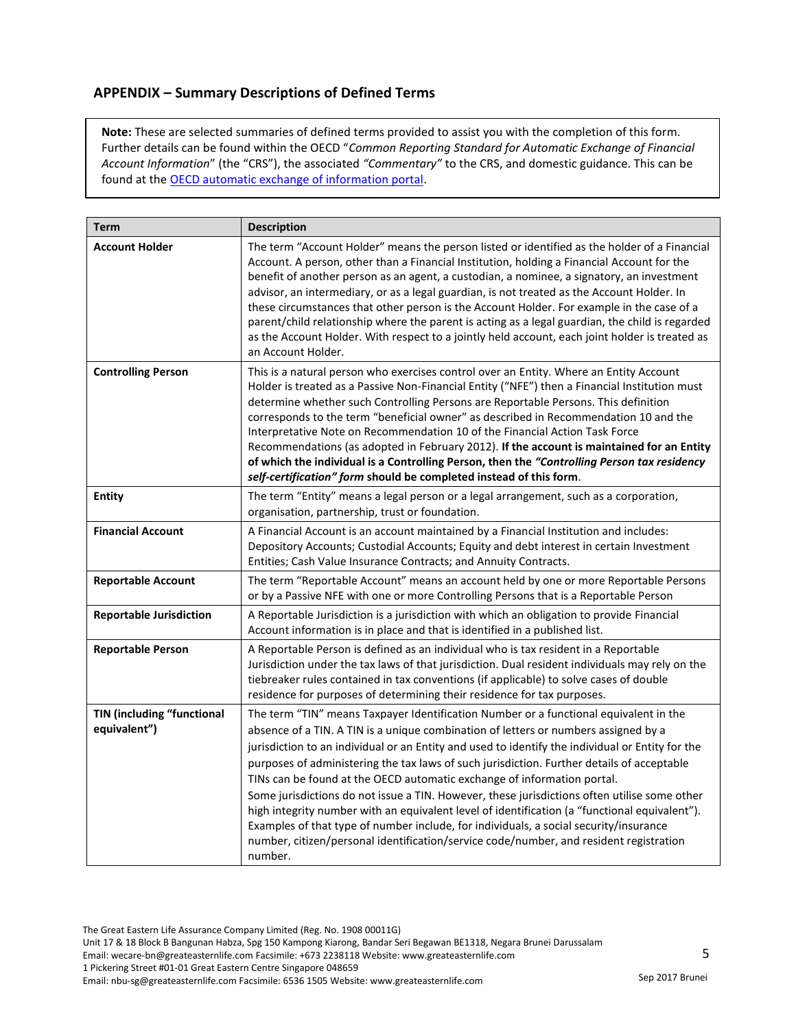## APPENDIX – Summary Descriptions of Defined Terms

**Note:** These are selected summaries of defined terms provided to assist you with the completion of this form. Further details can be found within the OECD "*Common Reporting Standard for Automatic Exchange of Financial Account Information*" (the "CRS"), the associated *"Commentary"* to the CRS, and domestic guidance. This can be found at the [OECD automatic exchange of information portal](OECD automatic exchange of information portal).

| Term | Description |
|---|---|
| **Account Holder** | The term "Account Holder" means the person listed or identified as the holder of a Financial Account. A person, other than a Financial Institution, holding a Financial Account for the benefit of another person as an agent, a custodian, a nominee, a signatory, an investment advisor, an intermediary, or as a legal guardian, is not treated as the Account Holder. In these circumstances that other person is the Account Holder. For example in the case of a parent/child relationship where the parent is acting as a legal guardian, the child is regarded as the Account Holder. With respect to a jointly held account, each joint holder is treated as an Account Holder. |
| **Controlling Person** | This is a natural person who exercises control over an Entity. Where an Entity Account Holder is treated as a Passive Non-Financial Entity ("NFE") then a Financial Institution must determine whether such Controlling Persons are Reportable Persons. This definition corresponds to the term "beneficial owner" as described in Recommendation 10 and the Interpretative Note on Recommendation 10 of the Financial Action Task Force Recommendations (as adopted in February 2012). **If the account is maintained for an Entity of which the individual is a Controlling Person, then the *"Controlling Person tax residency self-certification" form* should be completed instead of this form**. |
| **Entity** | The term "Entity" means a legal person or a legal arrangement, such as a corporation, organisation, partnership, trust or foundation. |
| **Financial Account** | A Financial Account is an account maintained by a Financial Institution and includes: Depository Accounts; Custodial Accounts; Equity and debt interest in certain Investment Entities; Cash Value Insurance Contracts; and Annuity Contracts. |
| **Reportable Account** | The term "Reportable Account" means an account held by one or more Reportable Persons or by a Passive NFE with one or more Controlling Persons that is a Reportable Person |
| **Reportable Jurisdiction** | A Reportable Jurisdiction is a jurisdiction with which an obligation to provide Financial Account information is in place and that is identified in a published list. |
| **Reportable Person** | A Reportable Person is defined as an individual who is tax resident in a Reportable Jurisdiction under the tax laws of that jurisdiction. Dual resident individuals may rely on the tiebreaker rules contained in tax conventions (if applicable) to solve cases of double residence for purposes of determining their residence for tax purposes. |
| **TIN (including "functional equivalent")** | The term "TIN" means Taxpayer Identification Number or a functional equivalent in the absence of a TIN. A TIN is a unique combination of letters or numbers assigned by a jurisdiction to an individual or an Entity and used to identify the individual or Entity for the purposes of administering the tax laws of such jurisdiction. Further details of acceptable TINs can be found at the OECD automatic exchange of information portal. Some jurisdictions do not issue a TIN. However, these jurisdictions often utilise some other high integrity number with an equivalent level of identification (a "functional equivalent"). Examples of that type of number include, for individuals, a social security/insurance number, citizen/personal identification/service code/number, and resident registration number. |

The Great Eastern Life Assurance Company Limited (Reg. No. 1908 00011G)
Unit 17 & 18 Block B Bangunan Habza, Spg 150 Kampong Kiarong, Bandar Seri Begawan BE1318, Negara Brunei Darussalam
Email: wecare-bn@greateasternlife.com Facsimile: +673 2238118 Website: www.greateasternlife.com
1 Pickering Street #01-01 Great Eastern Centre Singapore 048659
Email: nbu-sg@greateasternlife.com Facsimile: 6536 1505 Website: www.greateasternlife.com

Sep 2017 Brunei